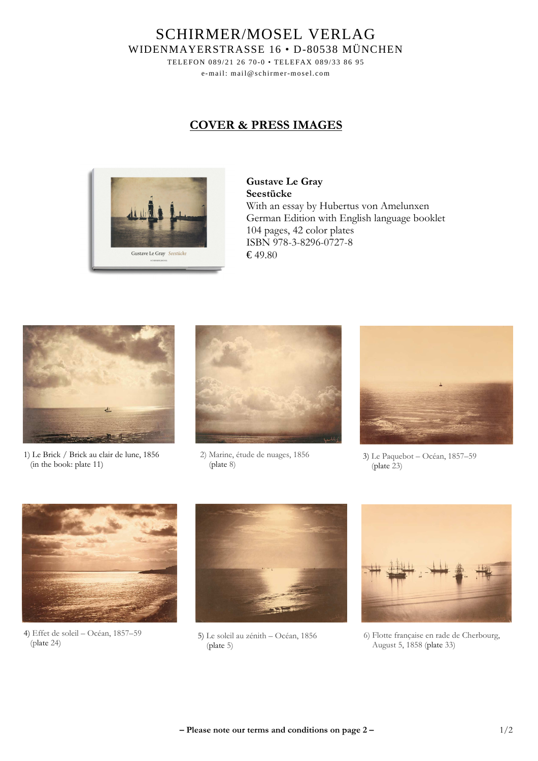SCHIRMER/MOSEL VERLAG
WIDENMAYERSTRASSE 16 • D-80538 MÜNCHEN
TELEFON 089/21 26 70-0 • TELEFAX 089/33 86 95
e-mail: mail@schirmer-mosel.com

## COVER & PRESS IMAGES

**Gustave Le Gray**
**Seestücke**
With an essay by Hubertus von Amelunxen
German Edition with English language booklet
104 pages, 42 color plates
ISBN 978-3-8296-0727-8
€ 49.80

1) Le Brick / Brick au clair de lune, 1856
(in the book: plate 11)

2) Marine, étude de nuages, 1856
(plate 8)

3) Le Paquebot – Océan, 1857–59
(plate 23)

4) Effet de soleil – Océan, 1857–59
(plate 24)

5) Le soleil au zénith – Océan, 1856
(plate 5)

6) Flotte française en rade de Cherbourg,
August 5, 1858 (plate 33)

**– Please note our terms and conditions on page 2 –**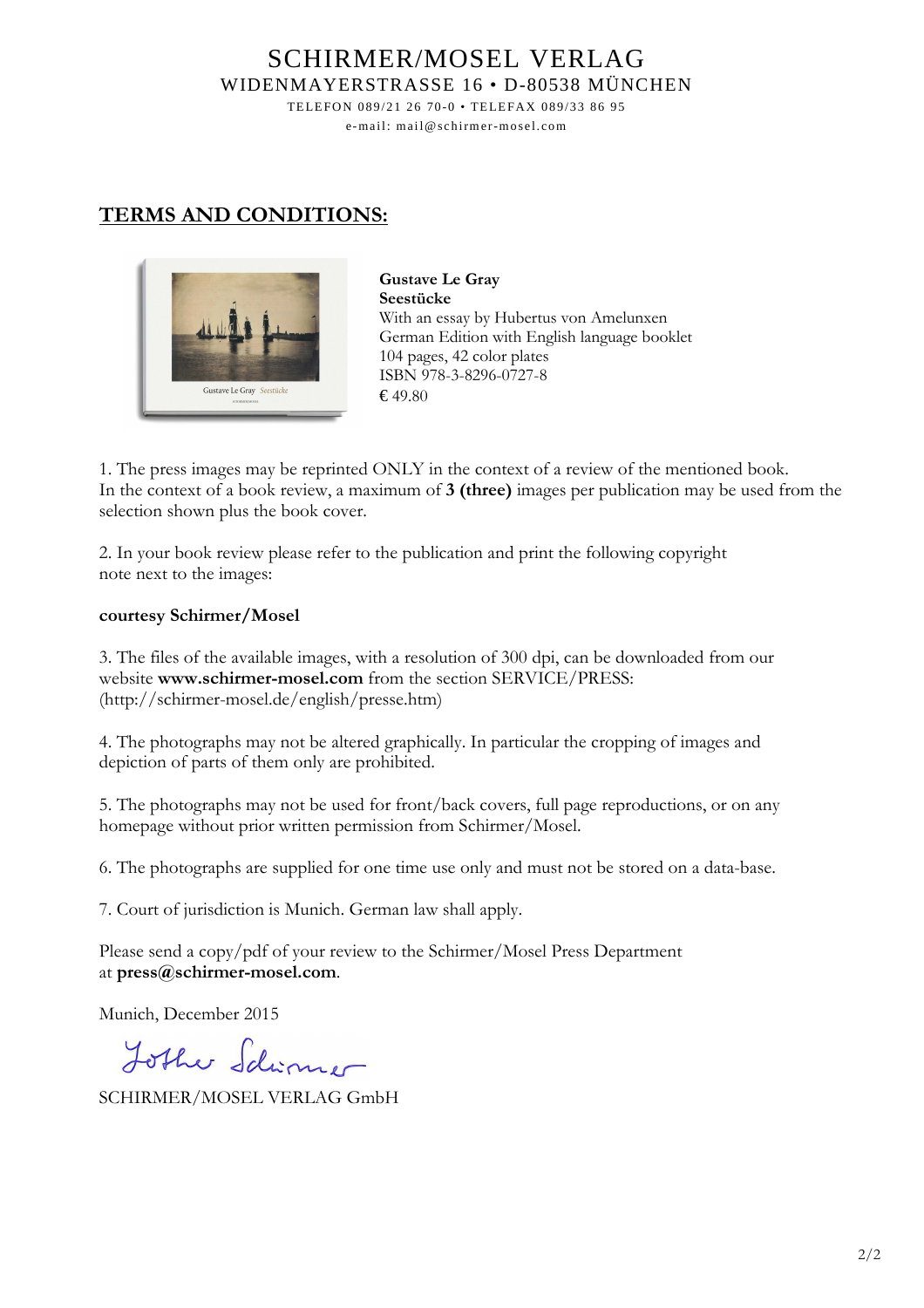SCHIRMER/MOSEL VERLAG
WIDENMAYERSTRASSE 16 • D-80538 MÜNCHEN
TELEFON 089/21 26 70-0 • TELEFAX 089/33 86 95
e-mail: mail@schirmer-mosel.com

## TERMS AND CONDITIONS:

**Gustave Le Gray**
**Seestücke**
With an essay by Hubertus von Amelunxen
German Edition with English language booklet
104 pages, 42 color plates
ISBN 978-3-8296-0727-8
€ 49.80

1. The press images may be reprinted ONLY in the context of a review of the mentioned book. In the context of a book review, a maximum of **3 (three)** images per publication may be used from the selection shown plus the book cover.

2. In your book review please refer to the publication and print the following copyright note next to the images:

**courtesy Schirmer/Mosel**

3. The files of the available images, with a resolution of 300 dpi, can be downloaded from our website **www.schirmer-mosel.com** from the section SERVICE/PRESS: (http://schirmer-mosel.de/english/presse.htm)

4. The photographs may not be altered graphically. In particular the cropping of images and depiction of parts of them only are prohibited.

5. The photographs may not be used for front/back covers, full page reproductions, or on any homepage without prior written permission from Schirmer/Mosel.

6. The photographs are supplied for one time use only and must not be stored on a data-base.

7. Court of jurisdiction is Munich. German law shall apply.

Please send a copy/pdf of your review to the Schirmer/Mosel Press Department at **press@schirmer-mosel.com**.

Munich, December 2015

Lothar Schirmer

SCHIRMER/MOSEL VERLAG GmbH